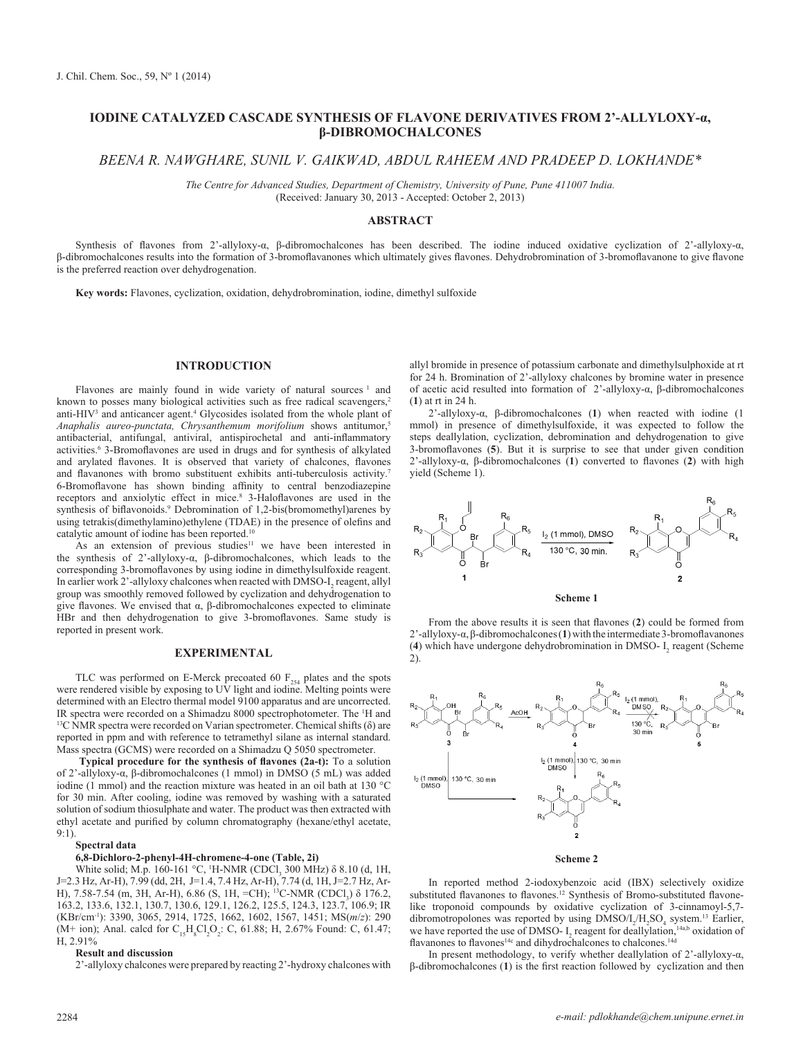# IODINE CATALYZED CASCADE SYNTHESIS OF FLAVONE DERIVATIVES FROM 2'-ALLYLOXY-α, β-DIBROMOCHALCONES

*BEENA R. NAWGHARE, SUNIL V. GAIKWAD, ABDUL RAHEEM AND PRADEEP D. LOKHANDE\**

*The Centre for Advanced Studies, Department of Chemistry, University of Pune, Pune 411007 India.*
(Received: January 30, 2013 - Accepted: October 2, 2013)

## ABSTRACT

Synthesis of flavones from 2'-allyloxy-α, β-dibromochalcones has been described. The iodine induced oxidative cyclization of 2'-allyloxy-α, β-dibromochalcones results into the formation of 3-bromoflavanones which ultimately gives flavones. Dehydrobromination of 3-bromoflavanone to give flavone is the preferred reaction over dehydrogenation.

**Key words:** Flavones, cyclization, oxidation, dehydrobromination, iodine, dimethyl sulfoxide

## INTRODUCTION

Flavones are mainly found in wide variety of natural sources [1] and known to posses many biological activities such as free radical scavengers,[2] anti-HIV[3] and anticancer agent.[4] Glycosides isolated from the whole plant of *Anaphalis aureo-punctata, Chrysanthemum morifolium* shows antitumor,[5] antibacterial, antifungal, antiviral, antispirochetal and anti-inflammatory activities.[6] 3-Bromoflavones are used in drugs and for synthesis of alkylated and arylated flavones. It is observed that variety of chalcones, flavones and flavanones with bromo substituent exhibits anti-tuberculosis activity.[7] 6-Bromoflavone has shown binding affinity to central benzodiazepine receptors and anxiolytic effect in mice.[8] 3-Haloflavones are used in the synthesis of biflavonoids.[9] Debromination of 1,2-bis(bromomethyl)arenes by using tetrakis(dimethylamino)ethylene (TDAE) in the presence of olefins and catalytic amount of iodine has been reported.[10]

As an extension of previous studies[11] we have been interested in the synthesis of 2'-allyloxy-α, β-dibromochalcones, which leads to the corresponding 3-bromoflavanones by using iodine in dimethylsulfoxide reagent. In earlier work 2'-allyloxy chalcones when reacted with DMSO-$I_2$ reagent, allyl group was smoothly removed followed by cyclization and dehydrogenation to give flavones. We envisted that α, β-dibromochalcones expected to eliminate HBr and then dehydrogenation to give 3-bromoflavones. Same study is reported in present work.

## EXPERIMENTAL

TLC was performed on E-Merck precoated 60 $F_{254}$ plates and the spots were rendered visible by exposing to UV light and iodine. Melting points were determined with an Electro thermal model 9100 apparatus and are uncorrected. IR spectra were recorded on a Shimadzu 8000 spectrophotometer. The $^1$H and $^{13}$C NMR spectra were recorded on Varian spectrometer. Chemical shifts (δ) are reported in ppm and with reference to tetramethyl silane as internal standard. Mass spectra (GCMS) were recorded on a Shimadzu Q 5050 spectrometer.

**Typical procedure for the synthesis of flavones (2a-t):** To a solution of 2'-allyloxy-α, β-dibromochalcones (1 mmol) in DMSO (5 mL) was added iodine (1 mmol) and the reaction mixture was heated in an oil bath at 130 °C for 30 min. After cooling, iodine was removed by washing with a saturated solution of sodium thiosulphate and water. The product was then extracted with ethyl acetate and purified by column chromatography (hexane/ethyl acetate, 9:1).

**Spectral data**

**6,8-Dichloro-2-phenyl-4H-chromene-4-one (Table, 2i)**

White solid; M.p. 160-161 °C, $^1$H-NMR ($CDCl_3$, 300 MHz) δ 8.10 (d, 1H, J=2.3 Hz, Ar-H), 7.99 (dd, 2H, J=1.4, 7.4 Hz, Ar-H), 7.74 (d, 1H, J=2.7 Hz, Ar-H), 7.58-7.54 (m, 3H, Ar-H), 6.86 (S, 1H, =CH); $^{13}$C-NMR ($CDCl_3$) δ 176.2, 163.2, 133.6, 132.1, 130.7, 130.6, 129.1, 126.2, 125.5, 124.3, 123.7, 106.9; IR (KBr/cm$^{-1}$): 3390, 3065, 2914, 1725, 1662, 1602, 1567, 1451; MS(*m/z*): 290 (M+ ion); Anal. calcd for $C_{15}H_8Cl_2O_2$: C, 61.88; H, 2.67% Found: C, 61.47; H, 2.91%

**Result and discussion**

2'-allyloxy chalcones were prepared by reacting 2'-hydroxy chalcones with allyl bromide in presence of potassium carbonate and dimethylsulphoxide at rt for 24 h. Bromination of 2'-allyloxy chalcones by bromine water in presence of acetic acid resulted into formation of 2'-allyloxy-α, β-dibromochalcones (**1**) at rt in 24 h.

2'-allyloxy-α, β-dibromochalcones (**1**) when reacted with iodine (1 mmol) in presence of dimethylsulfoxide, it was expected to follow the steps deallylation, cyclization, debromination and dehydrogenation to give 3-bromoflavones (**5**). But it is surprise to see that under given condition 2'-allyloxy-α, β-dibromochalcones (**1**) converted to flavones (**2**) with high yield (Scheme 1).

**Scheme 1**

From the above results it is seen that flavones (**2**) could be formed from 2'-allyloxy-α, β-dibromochalcones (**1**) with the intermediate 3-bromoflavanones (**4**) which have undergone dehydrobromination in DMSO- $I_2$ reagent (Scheme 2).

**Scheme 2**

In reported method 2-iodoxybenzoic acid (IBX) selectively oxidize substituted flavanones to flavones.[12] Synthesis of Bromo-substituted flavone-like troponoid compounds by oxidative cyclization of 3-cinnamoyl-5,7-dibromotropolones was reported by using $DMSO/I_2/H_2SO_4$ system.[13] Earlier, we have reported the use of DMSO- $I_2$ reagent for deallylation,[14a,b] oxidation of flavanones to flavones[14c] and dihydrochalcones to chalcones.[14d]

In present methodology, to verify whether deallylation of 2'-allyloxy-α, β-dibromochalcones (**1**) is the first reaction followed by cyclization and then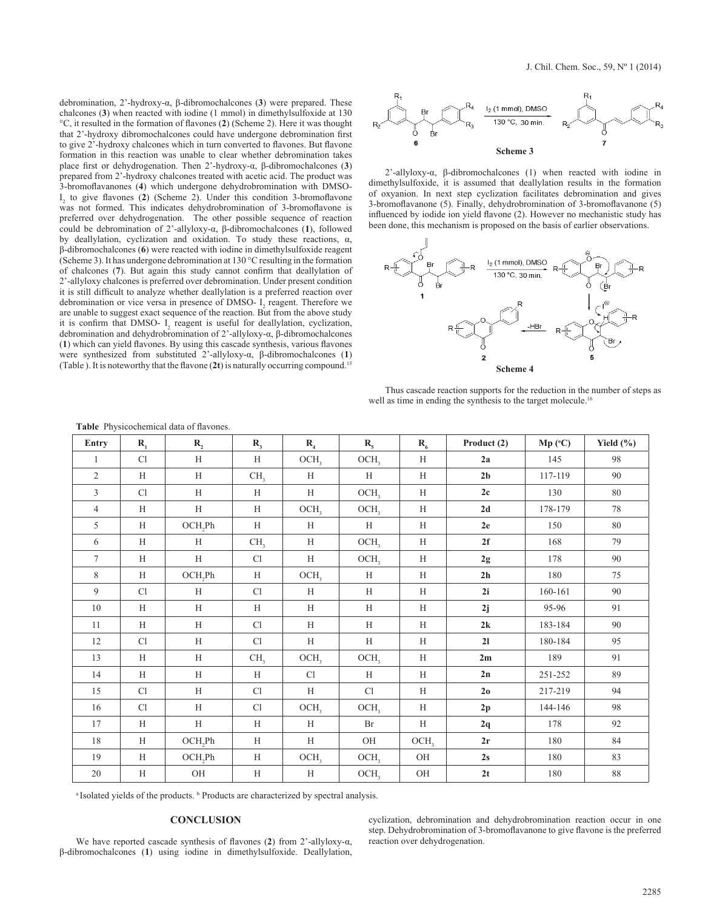debromination, 2'-hydroxy-α, β-dibromochalcones (**3**) were prepared. These chalcones (**3**) when reacted with iodine (1 mmol) in dimethylsulfoxide at 130 °C, it resulted in the formation of flavones (**2**) (Scheme 2). Here it was thought that 2'-hydroxy dibromochalcones could have undergone debromination first to give 2'-hydroxy chalcones which in turn converted to flavones. But flavone formation in this reaction was unable to clear whether debromination takes place first or dehydrogenation. Then 2'-hydroxy-α, β-dibromochalcones (**3**) prepared from 2'-hydroxy chalcones treated with acetic acid. The product was 3-bromoflavanones (**4**) which undergone dehydrobromination with DMSO-$I_2$ to give flavones (**2**) (Scheme 2). Under this condition 3-bromoflavone was not formed. This indicates dehydrobromination of 3-bromoflavone is preferred over dehydrogenation. The other possible sequence of reaction could be debromination of 2'-allyloxy-α, β-dibromochalcones (**1**), followed by deallylation, cyclization and oxidation. To study these reactions, α, β-dibromochalcones (**6**) were reacted with iodine in dimethylsulfoxide reagent (Scheme 3). It has undergone debromination at 130 °C resulting in the formation of chalcones (**7**). But again this study cannot confirm that deallylation of 2'-allyloxy chalcones is preferred over debromination. Under present condition it is still difficult to analyze whether deallylation is a preferred reaction over debromination or vice versa in presence of DMSO- $I_2$ reagent. Therefore we are unable to suggest exact sequence of the reaction. But from the above study it is confirm that DMSO- $I_2$ reagent is useful for deallylation, cyclization, debromination and dehydrobromination of 2'-allyloxy-α, β-dibromochalcones (**1**) which can yield flavones. By using this cascade synthesis, various flavones were synthesized from substituted 2'-allyloxy-α, β-dibromochalcones (**1**) (Table ). It is noteworthy that the flavone (**2t**) is naturally occurring compound.[15]

**Scheme 3**

2'-allyloxy-α, β-dibromochalcones (1) when reacted with iodine in dimethylsulfoxide, it is assumed that deallylation results in the formation of oxyanion. In next step cyclization facilitates debromination and gives 3-bromoflavanone (5). Finally, dehydrobromination of 3-bromoflavanone (5) influenced by iodide ion yield flavone (2). However no mechanistic study has been done, this mechanism is proposed on the basis of earlier observations.

**Scheme 4**

Thus cascade reaction supports for the reduction in the number of steps as well as time in ending the synthesis to the target molecule.[16]

**Table** Physicochemical data of flavones.

| Entry | $R_1$ | $R_2$ | $R_3$ | $R_4$ | $R_5$ | $R_6$ | Product (2) | Mp (°C) | Yield (%) |
|---|---|---|---|---|---|---|---|---|---|
| 1 | Cl | H | H | $OCH_3$ | $OCH_3$ | H | **2a** | 145 | 98 |
| 2 | H | H | $CH_3$ | H | H | H | **2b** | 117-119 | 90 |
| 3 | Cl | H | H | H | $OCH_3$ | H | **2c** | 130 | 80 |
| 4 | H | H | H | $OCH_3$ | $OCH_3$ | H | **2d** | 178-179 | 78 |
| 5 | H | $OCH_2Ph$ | H | H | H | H | **2e** | 150 | 80 |
| 6 | H | H | $CH_3$ | H | $OCH_3$ | H | **2f** | 168 | 79 |
| 7 | H | H | Cl | H | $OCH_3$ | H | **2g** | 178 | 90 |
| 8 | H | $OCH_2Ph$ | H | $OCH_3$ | H | H | **2h** | 180 | 75 |
| 9 | Cl | H | Cl | H | H | H | **2i** | 160-161 | 90 |
| 10 | H | H | H | H | H | H | **2j** | 95-96 | 91 |
| 11 | H | H | Cl | H | H | H | **2k** | 183-184 | 90 |
| 12 | Cl | H | Cl | H | H | H | **2l** | 180-184 | 95 |
| 13 | H | H | $CH_3$ | $OCH_3$ | $OCH_3$ | H | **2m** | 189 | 91 |
| 14 | H | H | H | Cl | H | H | **2n** | 251-252 | 89 |
| 15 | Cl | H | Cl | H | Cl | H | **2o** | 217-219 | 94 |
| 16 | Cl | H | Cl | $OCH_3$ | $OCH_3$ | H | **2p** | 144-146 | 98 |
| 17 | H | H | H | H | Br | H | **2q** | 178 | 92 |
| 18 | H | $OCH_2Ph$ | H | H | OH | $OCH_3$ | **2r** | 180 | 84 |
| 19 | H | $OCH_2Ph$ | H | $OCH_3$ | $OCH_3$ | OH | **2s** | 180 | 83 |
| 20 | H | OH | H | H | $OCH_3$ | OH | **2t** | 180 | 88 |

[a] Isolated yields of the products. [b] Products are characterized by spectral analysis.

## CONCLUSION

We have reported cascade synthesis of flavones (**2**) from 2'-allyloxy-α, β-dibromochalcones (**1**) using iodine in dimethylsulfoxide. Deallylation, cyclization, debromination and dehydrobromination reaction occur in one step. Dehydrobromination of 3-bromoflavanone to give flavone is the preferred reaction over dehydrogenation.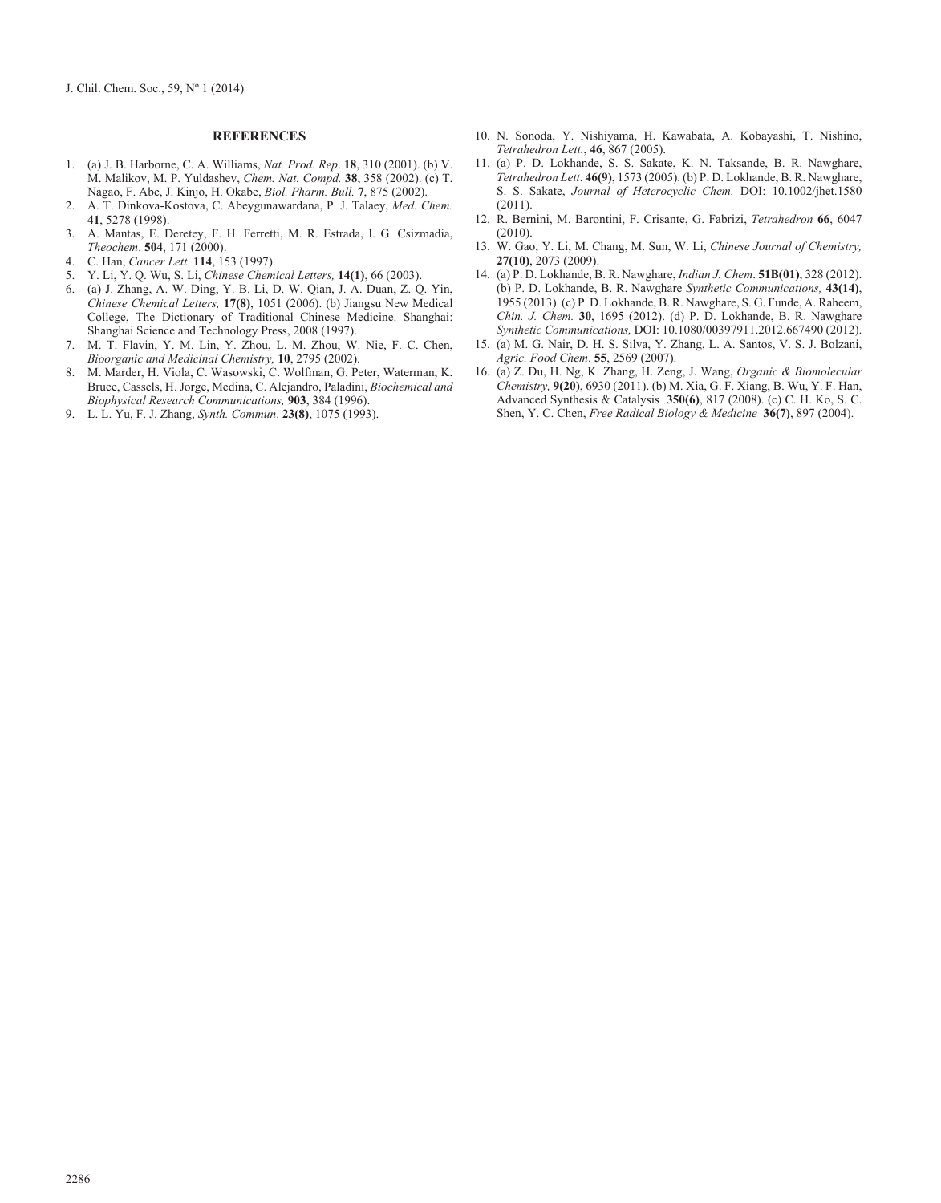## REFERENCES

1. (a) J. B. Harborne, C. A. Williams, *Nat. Prod. Rep*. **18**, 310 (2001). (b) V. M. Malikov, M. P. Yuldashev, *Chem. Nat. Compd.* **38**, 358 (2002). (c) T. Nagao, F. Abe, J. Kinjo, H. Okabe, *Biol. Pharm. Bull.* **7**, 875 (2002).
2. A. T. Dinkova-Kostova, C. Abeygunawardana, P. J. Talaey, *Med. Chem.* **41**, 5278 (1998).
3. A. Mantas, E. Deretey, F. H. Ferretti, M. R. Estrada, I. G. Csizmadia, *Theochem*. **504**, 171 (2000).
4. C. Han, *Cancer Lett*. **114**, 153 (1997).
5. Y. Li, Y. Q. Wu, S. Li, *Chinese Chemical Letters,* **14(1)**, 66 (2003).
6. (a) J. Zhang, A. W. Ding, Y. B. Li, D. W. Qian, J. A. Duan, Z. Q. Yin, *Chinese Chemical Letters,* **17(8)**, 1051 (2006). (b) Jiangsu New Medical College, The Dictionary of Traditional Chinese Medicine. Shanghai: Shanghai Science and Technology Press, 2008 (1997).
7. M. T. Flavin, Y. M. Lin, Y. Zhou, L. M. Zhou, W. Nie, F. C. Chen, *Bioorganic and Medicinal Chemistry,* **10**, 2795 (2002).
8. M. Marder, H. Viola, C. Wasowski, C. Wolfman, G. Peter, Waterman, K. Bruce, Cassels, H. Jorge, Medina, C. Alejandro, Paladini, *Biochemical and Biophysical Research Communications,* **903**, 384 (1996).
9. L. L. Yu, F. J. Zhang, *Synth. Commun*. **23(8)**, 1075 (1993).
10. N. Sonoda, Y. Nishiyama, H. Kawabata, A. Kobayashi, T. Nishino, *Tetrahedron Lett.*, **46**, 867 (2005).
11. (a) P. D. Lokhande, S. S. Sakate, K. N. Taksande, B. R. Nawghare, *Tetrahedron Lett*. **46(9)**, 1573 (2005). (b) P. D. Lokhande, B. R. Nawghare, S. S. Sakate, *Journal of Heterocyclic Chem.* DOI: 10.1002/jhet.1580 (2011).
12. R. Bernini, M. Barontini, F. Crisante, G. Fabrizi, *Tetrahedron* **66**, 6047 (2010).
13. W. Gao, Y. Li, M. Chang, M. Sun, W. Li, *Chinese Journal of Chemistry,* **27(10)**, 2073 (2009).
14. (a) P. D. Lokhande, B. R. Nawghare, *Indian J. Chem*. **51B(01)**, 328 (2012). (b) P. D. Lokhande, B. R. Nawghare *Synthetic Communications,* **43(14)**, 1955 (2013). (c) P. D. Lokhande, B. R. Nawghare, S. G. Funde, A. Raheem, *Chin. J. Chem.* **30**, 1695 (2012). (d) P. D. Lokhande, B. R. Nawghare *Synthetic Communications,* DOI: 10.1080/00397911.2012.667490 (2012).
15. (a) M. G. Nair, D. H. S. Silva, Y. Zhang, L. A. Santos, V. S. J. Bolzani, *Agric. Food Chem*. **55**, 2569 (2007).
16. (a) Z. Du, H. Ng, K. Zhang, H. Zeng, J. Wang, *Organic & Biomolecular Chemistry,* **9(20)**, 6930 (2011). (b) M. Xia, G. F. Xiang, B. Wu, Y. F. Han, Advanced Synthesis & Catalysis **350(6)**, 817 (2008). (c) C. H. Ko, S. C. Shen, Y. C. Chen, *Free Radical Biology & Medicine* **36(7)**, 897 (2004).